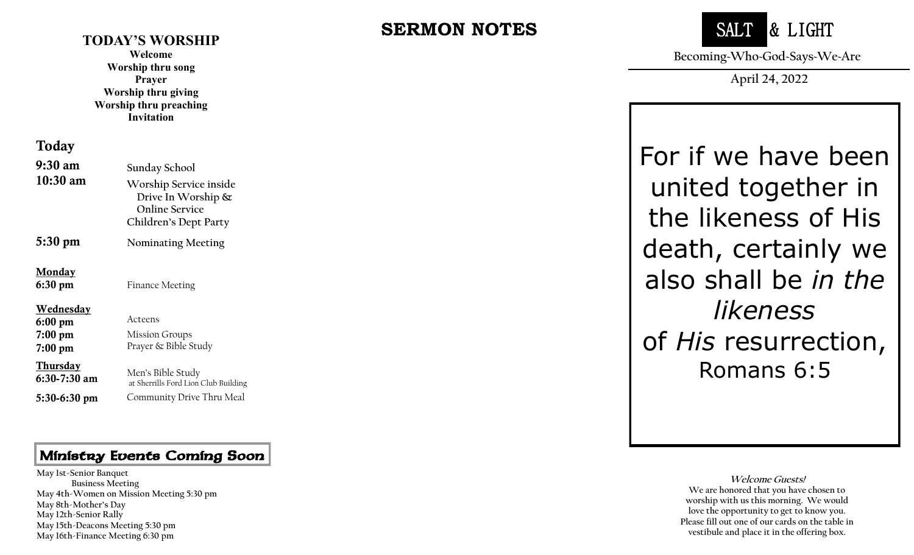## TODAY'S WORSHIP

**Welcome**
**Worship thru song**
**Prayer**
**Worship thru giving**
**Worship thru preaching**
**Invitation**

### Today

| | |
|---|---|
| **9:30 am** | Sunday School |
| **10:30 am** | Worship Service inside<br>Drive In Worship &<br>Online Service<br>Children's Dept Party |
| **5:30 pm** | Nominating Meeting |

**Monday**

| | |
|---|---|
| **6:30 pm** | Finance Meeting |

**Wednesday**

| | |
|---|---|
| **6:00 pm** | Acteens |
| **7:00 pm** | Mission Groups |
| **7:00 pm** | Prayer & Bible Study |

**Thursday**

| | |
|---|---|
| **6:30-7:30 am** | Men's Bible Study<br>at Sherrills Ford Lion Club Building |
| **5:30-6:30 pm** | Community Drive Thru Meal |

### Ministry Events Coming Soon

May 1st-Senior Banquet
Business Meeting
May 4th-Women on Mission Meeting 5:30 pm
May 8th-Mother's Day
May 12th-Senior Rally
May 15th-Deacons Meeting 5:30 pm
May 16th-Finance Meeting 6:30 pm

## SERMON NOTES

# SALT & LIGHT

Becoming-Who-God-Says-We-Are

April 24, 2022

For if we have been united together in the likeness of His death, certainly we also shall be *in the likeness* of *His* resurrection,
Romans 6:5

**Welcome Guests!**
We are honored that you have chosen to worship with us this morning. We would love the opportunity to get to know you. Please fill out one of our cards on the table in vestibule and place it in the offering box.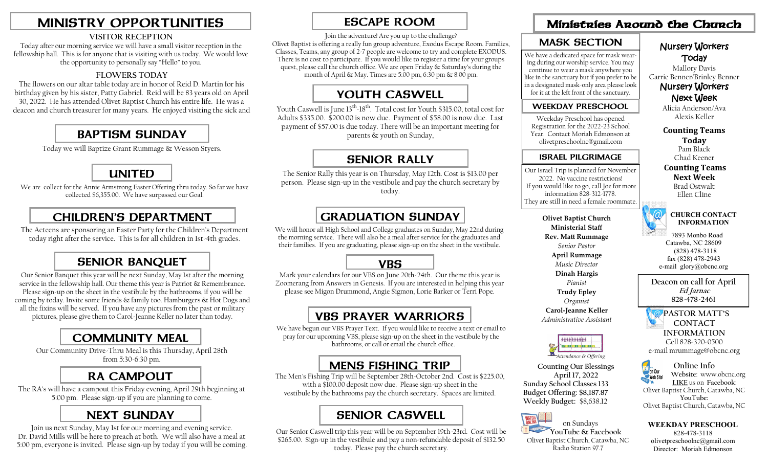# MINISTRY OPPORTUNITIES

### VISITOR RECEPTION

Today after our morning service we will have a small visitor reception in the fellowship hall. This is for anyone that is visiting with us today. We would love the opportunity to personally say "Hello" to you.

### FLOWERS TODAY

The flowers on our altar table today are in honor of Reid D. Martin for his birthday given by his sister, Patty Gabriel. Reid will be 83 years old on April 30, 2022. He has attended Olivet Baptist Church his entire life. He was a deacon and church treasurer for many years. He enjoyed visiting the sick and

## BAPTISM SUNDAY

Today we will Baptize Grant Rummage & Wesson Styers.

## UNITED

We are collect for the Annie Armstrong Easter Offering thru today. So far we have collected $6,355.00. We have surpassed our Goal.

## CHILDREN'S DEPARTMENT

The Acteens are sponsoring an Easter Party for the Children's Department today right after the service. This is for all children in 1st-4th grades.

## SENIOR BANQUET

Our Senior Banquet this year will be next Sunday, May 1st after the morning service in the fellowship hall. Our theme this year is Patriot & Remembrance. Please sign-up on the sheet in the vestibule by the bathrooms, if you will be coming by today. Invite some friends & family too. Hamburgers & Hot Dogs and all the fixins will be served. If you have any pictures from the past or military pictures, please give them to Carol-Jeanne Keller no later than today.

## COMMUNITY MEAL

Our Community Drive-Thru Meal is this Thursday, April 28th from 5:30-6:30 pm.

## RA CAMPOUT

The RA's will have a campout this Friday evening, April 29th beginning at 5:00 pm. Please sign-up if you are planning to come.

## NEXT SUNDAY

Join us next Sunday, May 1st for our morning and evening service. Dr. David Mills will be here to preach at both. We will also have a meal at 5:00 pm, everyone is invited. Please sign-up by today if you will be coming.

## ESCAPE ROOM

Join the adventure! Are you up to the challenge? Olivet Baptist is offering a really fun group adventure, Exodus Escape Room. Families, Classes, Teams, any group of 2-7 people are welcome to try and complete EXODUS. There is no cost to participate. If you would like to register a time for your groups quest, please call the church office. We are open Friday & Saturday's during the month of April & May. Times are 5:00 pm, 6:30 pm & 8:00 pm.

## YOUTH CASWELL

Youth Caswell is June 13th-18th. Total cost for Youth $315.00, total cost for Adults $335.00. $200.00 is now due. Payment of $58.00 is now due. Last payment of $57.00 is due today. There will be an important meeting for parents & youth on Sunday,

## SENIOR RALLY

The Senior Rally this year is on Thursday, May 12th. Cost is $13.00 per person. Please sign-up in the vestibule and pay the church secretary by today.

## GRADUATION SUNDAY

We will honor all High School and College graduates on Sunday, May 22nd during the morning service. There will also be a meal after service for the graduates and their families. If you are graduating, please sign-up on the sheet in the vestibule.

## VBS

Mark your calendars for our VBS on June 20th-24th. Our theme this year is Zoomerang from Answers in Genesis. If you are interested in helping this year please see Migon Drummond, Angie Sigmon, Lorie Barker or Terri Pope.

## VBS PRAYER WARRIORS

We have begun our VBS Prayer Text. If you would like to receive a text or email to pray for our upcoming VBS, please sign-up on the sheet in the vestibule by the bathrooms, or call or email the church office.

## MENS FISHING TRIP

The Men's Fishing Trip will be September 28th-October 2nd. Cost is $225.00, with a $100.00 deposit now due. Please sign-up sheet in the vestibule by the bathrooms pay the church secretary. Spaces are limited.

## SENIOR CASWELL

Our Senior Caswell trip this year will be on September 19th-23rd. Cost will be $265.00. Sign-up in the vestibule and pay a non-refundable deposit of $132.50 today. Please pay the church secretary.

# Ministries Around the Church

## MASK SECTION

We have a dedicated space for mask wearing during our worship service. You may continue to wear a mask anywhere you like in the sanctuary but if you prefer to be in a designated mask-only area please look for it at the left front of the sanctuary.

## WEEKDAY PRESCHOOL

Weekday Preschool has opened Registration for the 2022-23 School Year. Contact Moriah Edmonson at olivetpreschoolnc@gmail.com

## ISRAEL PILGRIMAGE

Our Israel Trip is planned for November 2022. No vaccine restrictions! If you would like to go, call Joe for more information 828-312-1778. They are still in need a female roommate.

**Olivet Baptist Church**
**Ministerial Staff**
**Rev. Matt Rummage**
*Senior Pastor*
**April Rummage**
*Music Director*
**Dinah Hargis**
*Pianist*
**Trudy Epley**
*Organist*
**Carol-Jeanne Keller**
*Administrative Assistant*

*Attendance & Offering*

Counting Our Blessings
April 17, 2022
Sunday School Classes 133
Budget Offering: $8,187.87
Weekly Budget: $8,638.12

on Sundays
YouTube & Facebook
Olivet Baptist Church, Catawba, NC
Radio Station 97.7

### Nursery Workers Today

Mallory Davis
Carrie Benner/Brinley Benner

### Nursery Workers Next Week

Alicia Anderson/Ava
Alexis Keller

**Counting Teams Today**
Pam Black
Chad Keener

**Counting Teams Next Week**
Brad Ostwalt
Ellen Cline

**CHURCH CONTACT INFORMATION**

7893 Monbo Road
Catawba, NC 28609
(828) 478-3118
fax (828) 478-2943
e-mail glory@obcnc.org

Deacon on call for April
*Ed Jarnac*
828-478-2461

PASTOR MATT'S CONTACT INFORMATION
Cell 828-320-0500
e-mail mrummage@obcnc.org

Online Info
Website: www.obcnc.org
LIKE us on Facebook:
Olivet Baptist Church, Catawba, NC
YouTube:
Olivet Baptist Church, Catawba, NC

**WEEKDAY PRESCHOOL**
828-478-3118
olivetpreschoolnc@gmail.com
Director: Moriah Edmonson